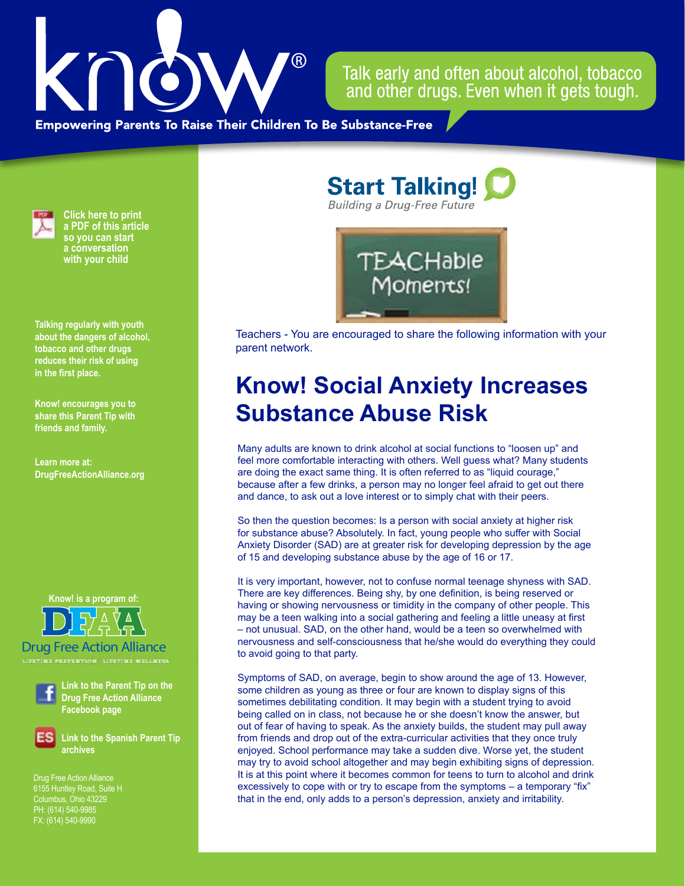# know!®

**Empowering Parents To Raise Their Children To Be Substance-Free**

Talk early and often about alcohol, tobacco and other drugs. Even when it gets tough.

**Click here to print a PDF of this article so you can start a conversation with your child**

**Talking regularly with youth about the dangers of alcohol, tobacco and other drugs reduces their risk of using in the first place.**

**Know! encourages you to share this Parent Tip with friends and family.**

**Learn more at: DrugFreeActionAlliance.org**

**Know! is a program of:**

DFAA Drug Free Action Alliance

LIFETIME PREVENTION | LIFETIME WELLNESS

**Link to the Parent Tip on the Drug Free Action Alliance Facebook page**

**Link to the Spanish Parent Tip archives**

Drug Free Action Alliance
6155 Huntley Road, Suite H
Columbus, Ohio 43229
PH: (614) 540-9985
FX: (614) 540-9990

**Start Talking!**
*Building a Drug-Free Future*

TEACHable Moments!

Teachers - You are encouraged to share the following information with your parent network.

# Know! Social Anxiety Increases Substance Abuse Risk

Many adults are known to drink alcohol at social functions to "loosen up" and feel more comfortable interacting with others. Well guess what? Many students are doing the exact same thing. It is often referred to as "liquid courage," because after a few drinks, a person may no longer feel afraid to get out there and dance, to ask out a love interest or to simply chat with their peers.

So then the question becomes: Is a person with social anxiety at higher risk for substance abuse? Absolutely. In fact, young people who suffer with Social Anxiety Disorder (SAD) are at greater risk for developing depression by the age of 15 and developing substance abuse by the age of 16 or 17.

It is very important, however, not to confuse normal teenage shyness with SAD. There are key differences. Being shy, by one definition, is being reserved or having or showing nervousness or timidity in the company of other people. This may be a teen walking into a social gathering and feeling a little uneasy at first – not unusual. SAD, on the other hand, would be a teen so overwhelmed with nervousness and self-consciousness that he/she would do everything they could to avoid going to that party.

Symptoms of SAD, on average, begin to show around the age of 13. However, some children as young as three or four are known to display signs of this sometimes debilitating condition. It may begin with a student trying to avoid being called on in class, not because he or she doesn't know the answer, but out of fear of having to speak. As the anxiety builds, the student may pull away from friends and drop out of the extra-curricular activities that they once truly enjoyed. School performance may take a sudden dive. Worse yet, the student may try to avoid school altogether and may begin exhibiting signs of depression. It is at this point where it becomes common for teens to turn to alcohol and drink excessively to cope with or try to escape from the symptoms – a temporary "fix" that in the end, only adds to a person's depression, anxiety and irritability.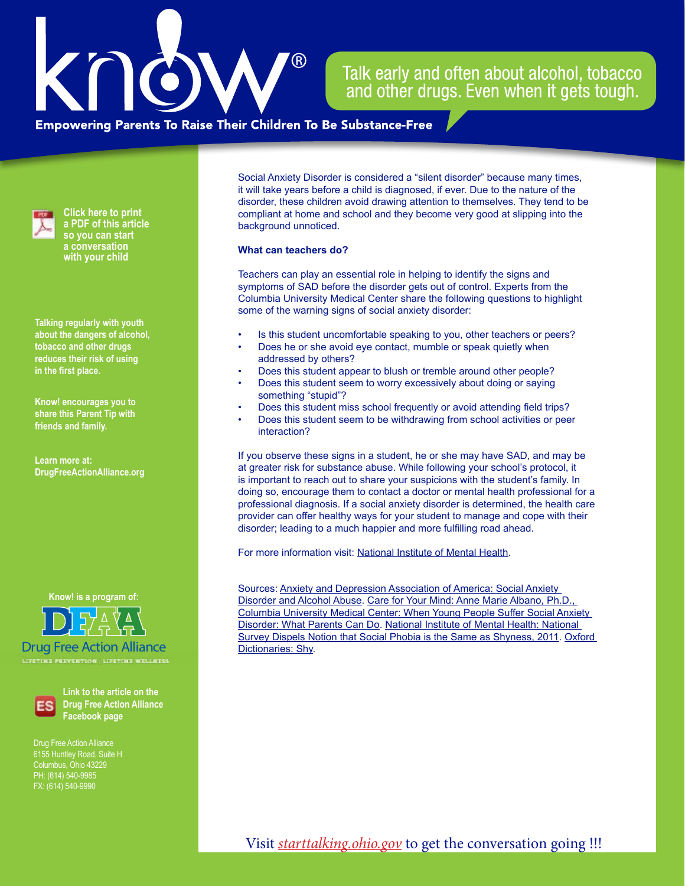# know!®

Talk early and often about alcohol, tobacco and other drugs. Even when it gets tough.

**Empowering Parents To Raise Their Children To Be Substance-Free**

Click here to print a PDF of this article so you can start a conversation with your child

Talking regularly with youth about the dangers of alcohol, tobacco and other drugs reduces their risk of using in the first place.

Know! encourages you to share this Parent Tip with friends and family.

Learn more at: DrugFreeActionAlliance.org

Social Anxiety Disorder is considered a "silent disorder" because many times, it will take years before a child is diagnosed, if ever. Due to the nature of the disorder, these children avoid drawing attention to themselves. They tend to be compliant at home and school and they become very good at slipping into the background unnoticed.

**What can teachers do?**

Teachers can play an essential role in helping to identify the signs and symptoms of SAD before the disorder gets out of control. Experts from the Columbia University Medical Center share the following questions to highlight some of the warning signs of social anxiety disorder:

- Is this student uncomfortable speaking to you, other teachers or peers?
- Does he or she avoid eye contact, mumble or speak quietly when addressed by others?
- Does this student appear to blush or tremble around other people?
- Does this student seem to worry excessively about doing or saying something "stupid"?
- Does this student miss school frequently or avoid attending field trips?
- Does this student seem to be withdrawing from school activities or peer interaction?

If you observe these signs in a student, he or she may have SAD, and may be at greater risk for substance abuse. While following your school's protocol, it is important to reach out to share your suspicions with the student's family. In doing so, encourage them to contact a doctor or mental health professional for a professional diagnosis. If a social anxiety disorder is determined, the health care provider can offer healthy ways for your student to manage and cope with their disorder; leading to a much happier and more fulfilling road ahead.

For more information visit: National Institute of Mental Health.

Sources: Anxiety and Depression Association of America: Social Anxiety Disorder and Alcohol Abuse. Care for Your Mind: Anne Marie Albano, Ph.D., Columbia University Medical Center: When Young People Suffer Social Anxiety Disorder: What Parents Can Do. National Institute of Mental Health: National Survey Dispels Notion that Social Phobia is the Same as Shyness, 2011. Oxford Dictionaries: Shy.

Know! is a program of:

DFAA Drug Free Action Alliance

LIFETIME PREVENTION | LIFETIME WELLNESS

Link to the article on the Drug Free Action Alliance Facebook page

Drug Free Action Alliance
6155 Huntley Road, Suite H
Columbus, Ohio 43229
PH: (614) 540-9985
FX: (614) 540-9990

Visit *starttalking.ohio.gov* to get the conversation going !!!